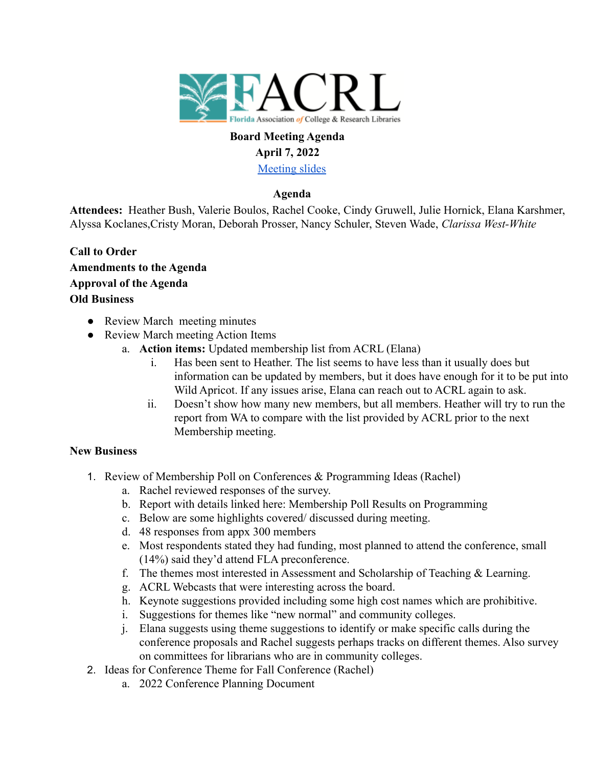FACRL

Florida Association of College & Research Libraries

**Board Meeting Agenda**
**April 7, 2022**
[Meeting slides]

**Agenda**

**Attendees:** Heather Bush, Valerie Boulos, Rachel Cooke, Cindy Gruwell, Julie Hornick, Elana Karshmer, Alyssa Koclanes,Cristy Moran, Deborah Prosser, Nancy Schuler, Steven Wade, *Clarissa West-White*

**Call to Order**
**Amendments to the Agenda**
**Approval of the Agenda**
**Old Business**

- Review March meeting minutes
- Review March meeting Action Items
  a. **Action items:** Updated membership list from ACRL (Elana)
     i. Has been sent to Heather. The list seems to have less than it usually does but information can be updated by members, but it does have enough for it to be put into Wild Apricot. If any issues arise, Elana can reach out to ACRL again to ask.
     ii. Doesn't show how many new members, but all members. Heather will try to run the report from WA to compare with the list provided by ACRL prior to the next Membership meeting.

**New Business**

1. Review of Membership Poll on Conferences & Programming Ideas (Rachel)
   a. Rachel reviewed responses of the survey.
   b. Report with details linked here: Membership Poll Results on Programming
   c. Below are some highlights covered/ discussed during meeting.
   d. 48 responses from appx 300 members
   e. Most respondents stated they had funding, most planned to attend the conference, small (14%) said they'd attend FLA preconference.
   f. The themes most interested in Assessment and Scholarship of Teaching & Learning.
   g. ACRL Webcasts that were interesting across the board.
   h. Keynote suggestions provided including some high cost names which are prohibitive.
   i. Suggestions for themes like "new normal" and community colleges.
   j. Elana suggests using theme suggestions to identify or make specific calls during the conference proposals and Rachel suggests perhaps tracks on different themes. Also survey on committees for librarians who are in community colleges.
2. Ideas for Conference Theme for Fall Conference (Rachel)
   a. 2022 Conference Planning Document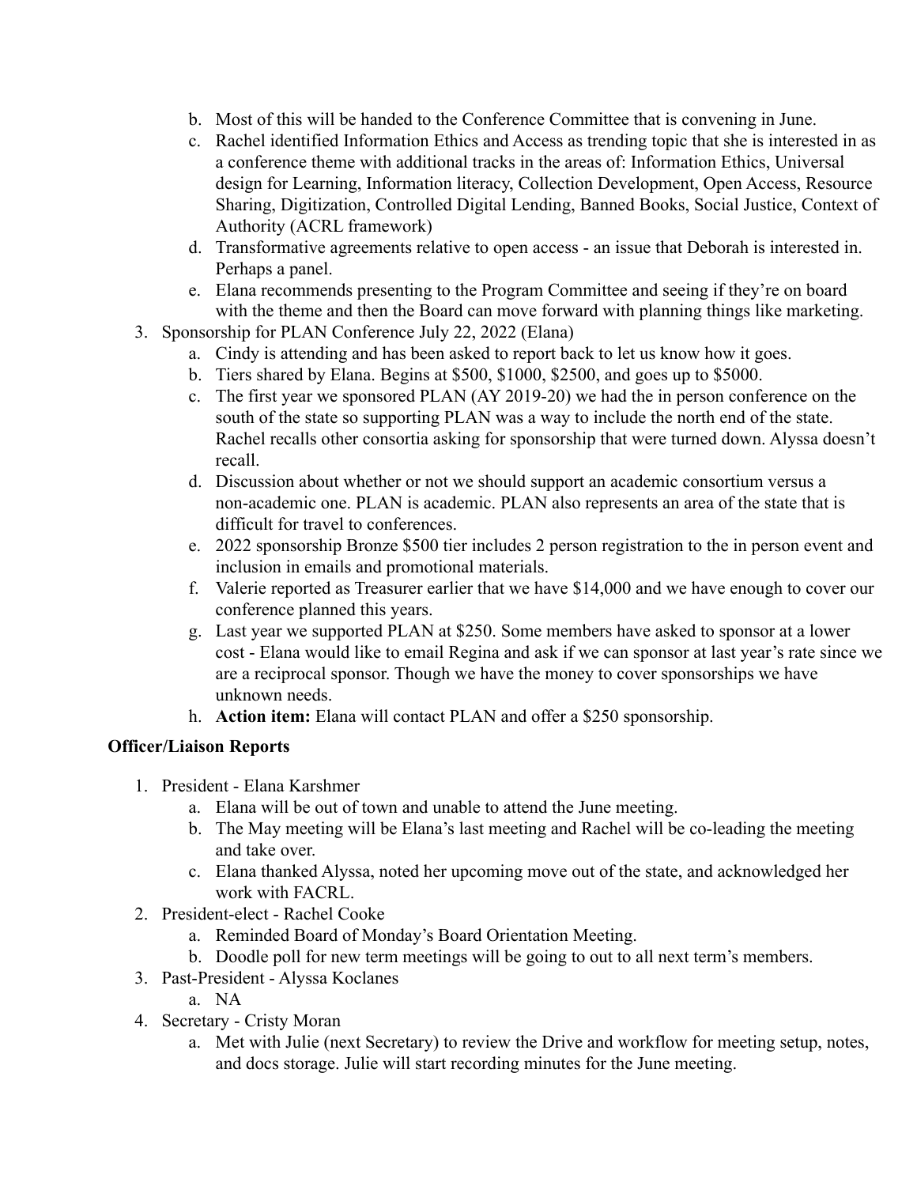b. Most of this will be handed to the Conference Committee that is convening in June.
   c. Rachel identified Information Ethics and Access as trending topic that she is interested in as a conference theme with additional tracks in the areas of: Information Ethics, Universal design for Learning, Information literacy, Collection Development, Open Access, Resource Sharing, Digitization, Controlled Digital Lending, Banned Books, Social Justice, Context of Authority (ACRL framework)
   d. Transformative agreements relative to open access - an issue that Deborah is interested in. Perhaps a panel.
   e. Elana recommends presenting to the Program Committee and seeing if they're on board with the theme and then the Board can move forward with planning things like marketing.

3. Sponsorship for PLAN Conference July 22, 2022 (Elana)
   a. Cindy is attending and has been asked to report back to let us know how it goes.
   b. Tiers shared by Elana. Begins at $500, $1000, $2500, and goes up to $5000.
   c. The first year we sponsored PLAN (AY 2019-20) we had the in person conference on the south of the state so supporting PLAN was a way to include the north end of the state. Rachel recalls other consortia asking for sponsorship that were turned down. Alyssa doesn't recall.
   d. Discussion about whether or not we should support an academic consortium versus a non-academic one. PLAN is academic. PLAN also represents an area of the state that is difficult for travel to conferences.
   e. 2022 sponsorship Bronze $500 tier includes 2 person registration to the in person event and inclusion in emails and promotional materials.
   f. Valerie reported as Treasurer earlier that we have $14,000 and we have enough to cover our conference planned this years.
   g. Last year we supported PLAN at $250. Some members have asked to sponsor at a lower cost - Elana would like to email Regina and ask if we can sponsor at last year's rate since we are a reciprocal sponsor. Though we have the money to cover sponsorships we have unknown needs.
   h. **Action item:** Elana will contact PLAN and offer a $250 sponsorship.

**Officer/Liaison Reports**

1. President - Elana Karshmer
   a. Elana will be out of town and unable to attend the June meeting.
   b. The May meeting will be Elana's last meeting and Rachel will be co-leading the meeting and take over.
   c. Elana thanked Alyssa, noted her upcoming move out of the state, and acknowledged her work with FACRL.
2. President-elect - Rachel Cooke
   a. Reminded Board of Monday's Board Orientation Meeting.
   b. Doodle poll for new term meetings will be going to out to all next term's members.
3. Past-President - Alyssa Koclanes
   a. NA
4. Secretary - Cristy Moran
   a. Met with Julie (next Secretary) to review the Drive and workflow for meeting setup, notes, and docs storage. Julie will start recording minutes for the June meeting.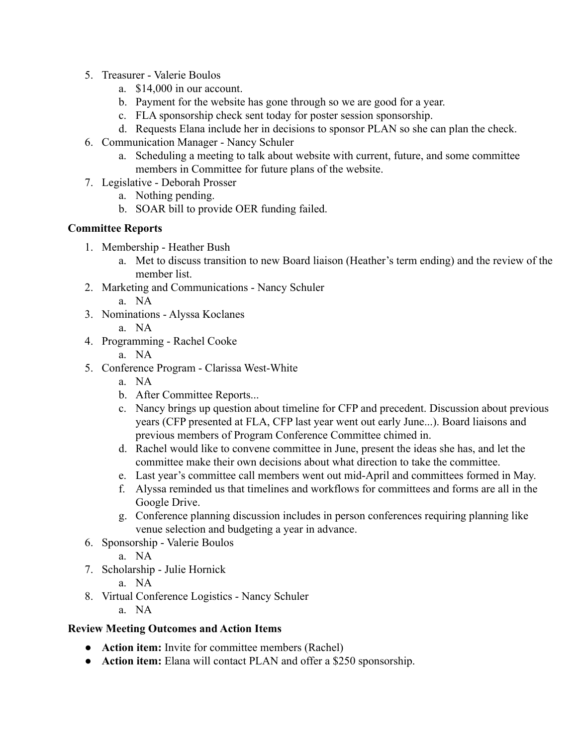5. Treasurer - Valerie Boulos
    a. $14,000 in our account.
    b. Payment for the website has gone through so we are good for a year.
    c. FLA sponsorship check sent today for poster session sponsorship.
    d. Requests Elana include her in decisions to sponsor PLAN so she can plan the check.
6. Communication Manager - Nancy Schuler
    a. Scheduling a meeting to talk about website with current, future, and some committee members in Committee for future plans of the website.
7. Legislative - Deborah Prosser
    a. Nothing pending.
    b. SOAR bill to provide OER funding failed.

**Committee Reports**

1. Membership - Heather Bush
    a. Met to discuss transition to new Board liaison (Heather's term ending) and the review of the member list.
2. Marketing and Communications - Nancy Schuler
    a. NA
3. Nominations - Alyssa Koclanes
    a. NA
4. Programming - Rachel Cooke
    a. NA
5. Conference Program - Clarissa West-White
    a. NA
    b. After Committee Reports...
    c. Nancy brings up question about timeline for CFP and precedent. Discussion about previous years (CFP presented at FLA, CFP last year went out early June...). Board liaisons and previous members of Program Conference Committee chimed in.
    d. Rachel would like to convene committee in June, present the ideas she has, and let the committee make their own decisions about what direction to take the committee.
    e. Last year's committee call members went out mid-April and committees formed in May.
    f. Alyssa reminded us that timelines and workflows for committees and forms are all in the Google Drive.
    g. Conference planning discussion includes in person conferences requiring planning like venue selection and budgeting a year in advance.
6. Sponsorship - Valerie Boulos
    a. NA
7. Scholarship - Julie Hornick
    a. NA
8. Virtual Conference Logistics - Nancy Schuler
    a. NA

**Review Meeting Outcomes and Action Items**

- **Action item:** Invite for committee members (Rachel)
- **Action item:** Elana will contact PLAN and offer a $250 sponsorship.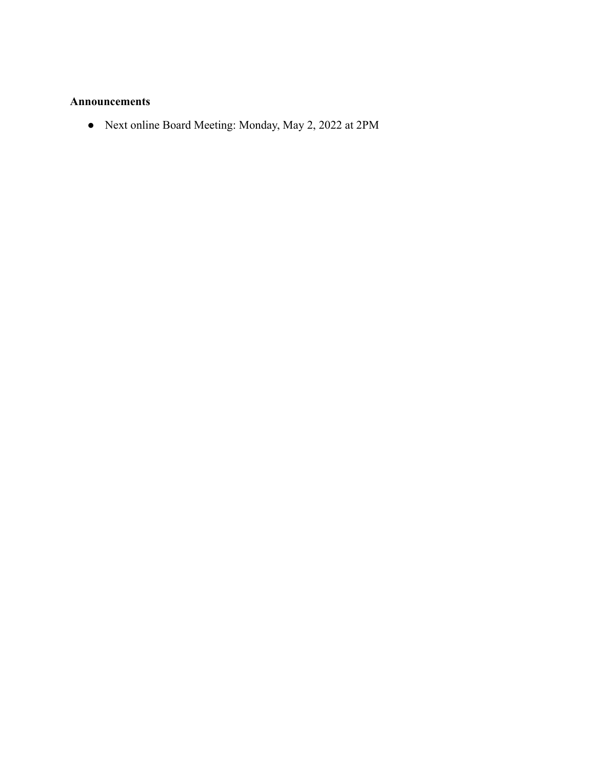**Announcements**

- Next online Board Meeting: Monday, May 2, 2022 at 2PM